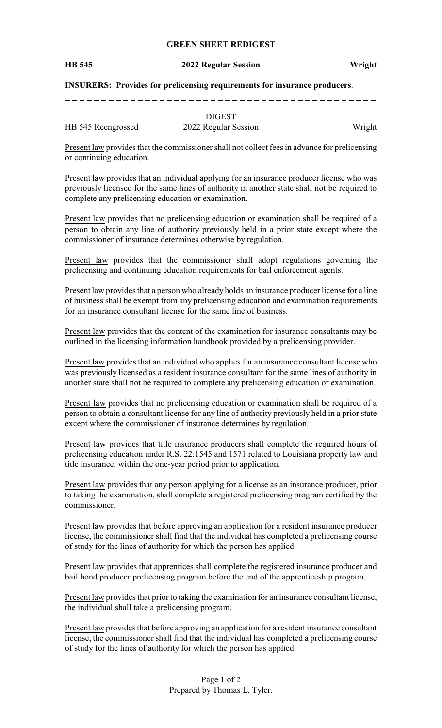**GREEN SHEET REDIGEST**

**HB 545** **2022 Regular Session** **Wright**

**INSURERS: Provides for prelicensing requirements for insurance producers**.

DIGEST

HB 545 Reengrossed 2022 Regular Session Wright

Present law provides that the commissioner shall not collect fees in advance for prelicensing or continuing education.

Present law provides that an individual applying for an insurance producer license who was previously licensed for the same lines of authority in another state shall not be required to complete any prelicensing education or examination.

Present law provides that no prelicensing education or examination shall be required of a person to obtain any line of authority previously held in a prior state except where the commissioner of insurance determines otherwise by regulation.

Present law provides that the commissioner shall adopt regulations governing the prelicensing and continuing education requirements for bail enforcement agents.

Present law provides that a person who already holds an insurance producer license for a line of business shall be exempt from any prelicensing education and examination requirements for an insurance consultant license for the same line of business.

Present law provides that the content of the examination for insurance consultants may be outlined in the licensing information handbook provided by a prelicensing provider.

Present law provides that an individual who applies for an insurance consultant license who was previously licensed as a resident insurance consultant for the same lines of authority in another state shall not be required to complete any prelicensing education or examination.

Present law provides that no prelicensing education or examination shall be required of a person to obtain a consultant license for any line of authority previously held in a prior state except where the commissioner of insurance determines by regulation.

Present law provides that title insurance producers shall complete the required hours of prelicensing education under R.S. 22:1545 and 1571 related to Louisiana property law and title insurance, within the one-year period prior to application.

Present law provides that any person applying for a license as an insurance producer, prior to taking the examination, shall complete a registered prelicensing program certified by the commissioner.

Present law provides that before approving an application for a resident insurance producer license, the commissioner shall find that the individual has completed a prelicensing course of study for the lines of authority for which the person has applied.

Present law provides that apprentices shall complete the registered insurance producer and bail bond producer prelicensing program before the end of the apprenticeship program.

Present law provides that prior to taking the examination for an insurance consultant license, the individual shall take a prelicensing program.

Present law provides that before approving an application for a resident insurance consultant license, the commissioner shall find that the individual has completed a prelicensing course of study for the lines of authority for which the person has applied.

Prepared by Thomas L. Tyler.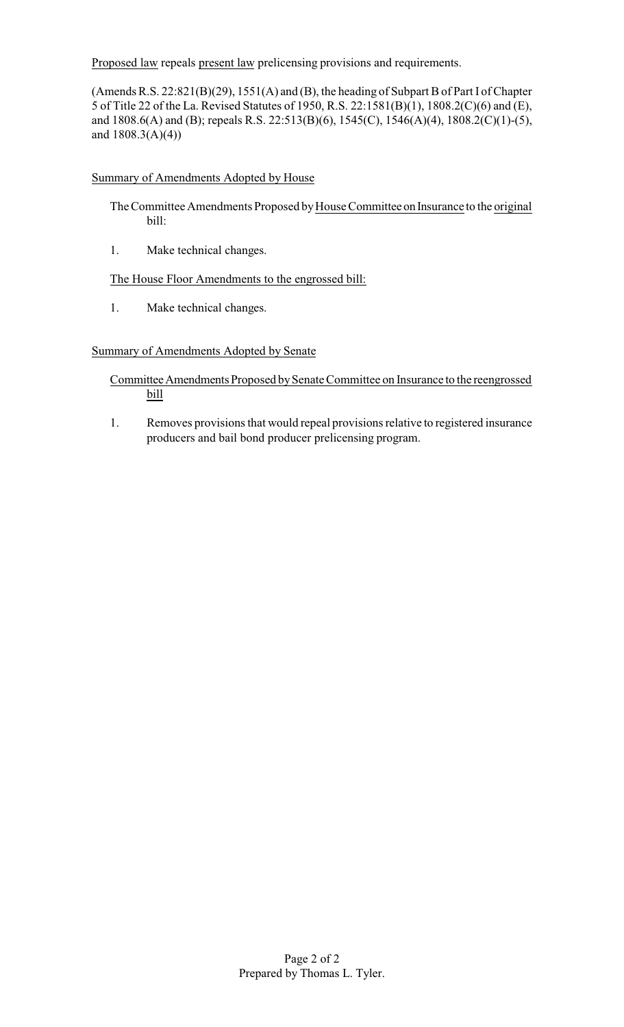Proposed law repeals present law prelicensing provisions and requirements.

(Amends R.S. 22:821(B)(29), 1551(A) and (B), the heading of Subpart B of Part I of Chapter 5 of Title 22 of the La. Revised Statutes of 1950, R.S. 22:1581(B)(1), 1808.2(C)(6) and (E), and 1808.6(A) and (B); repeals R.S. 22:513(B)(6), 1545(C), 1546(A)(4), 1808.2(C)(1)-(5), and 1808.3(A)(4))

Summary of Amendments Adopted by House

The Committee Amendments Proposed by House Committee on Insurance to the original bill:

1. Make technical changes.

The House Floor Amendments to the engrossed bill:

1. Make technical changes.

Summary of Amendments Adopted by Senate

Committee Amendments Proposed by Senate Committee on Insurance to the reengrossed bill

1. Removes provisions that would repeal provisions relative to registered insurance producers and bail bond producer prelicensing program.

Prepared by Thomas L. Tyler.